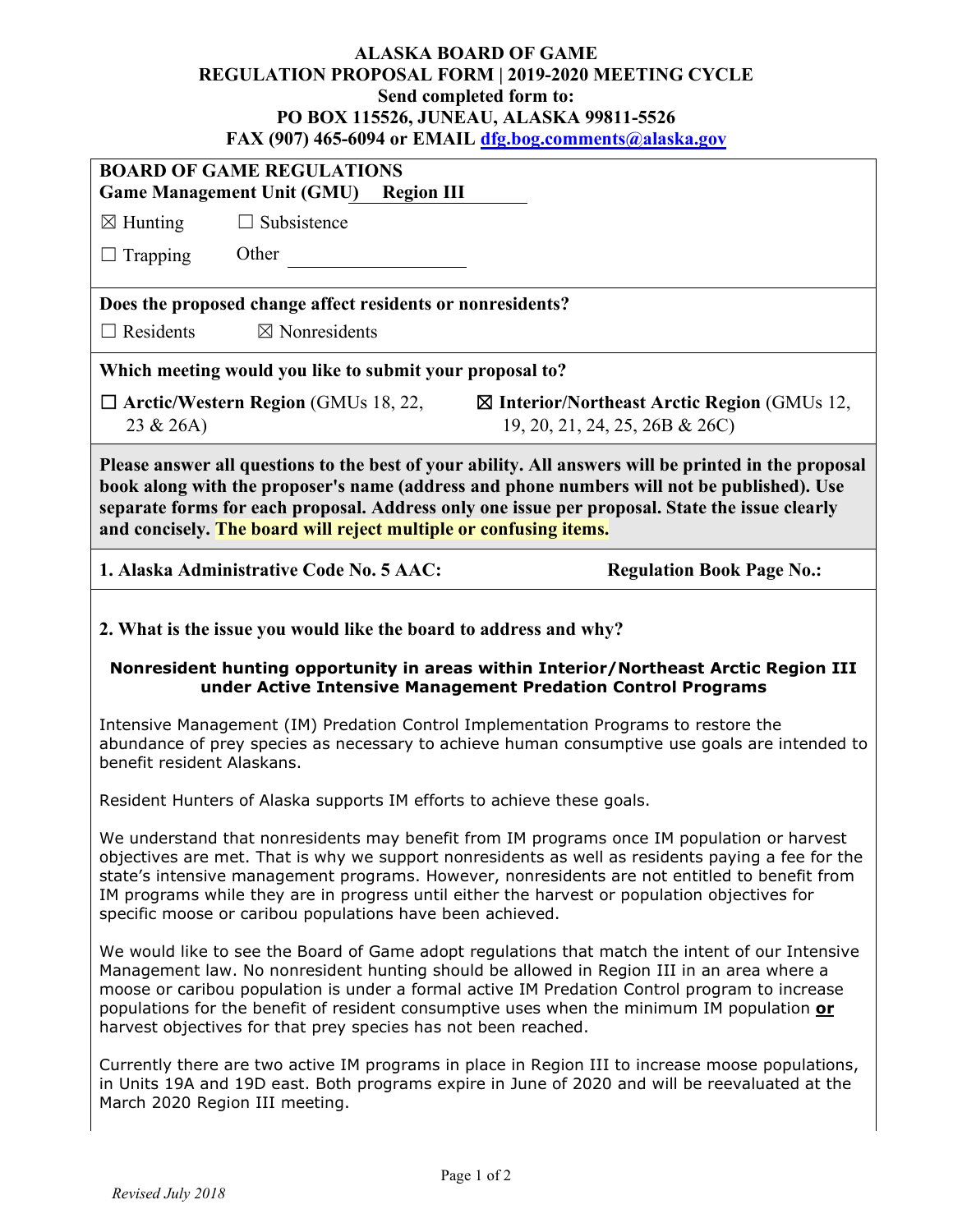**ALASKA BOARD OF GAME**
**REGULATION PROPOSAL FORM | 2019-2020 MEETING CYCLE**
**Send completed form to:**
**PO BOX 115526, JUNEAU, ALASKA 99811-5526**
**FAX (907) 465-6094 or EMAIL dfg.bog.comments@alaska.gov**

**BOARD OF GAME REGULATIONS**
**Game Management Unit (GMU) Region III**

☒ Hunting ☐ Subsistence

☐ Trapping Other ____________

**Does the proposed change affect residents or nonresidents?**

☐ Residents ☒ Nonresidents

**Which meeting would you like to submit your proposal to?**

☐ **Arctic/Western Region** (GMUs 18, 22, 23 & 26A)

☒ **Interior/Northeast Arctic Region** (GMUs 12, 19, 20, 21, 24, 25, 26B & 26C)

**Please answer all questions to the best of your ability. All answers will be printed in the proposal book along with the proposer's name (address and phone numbers will not be published). Use separate forms for each proposal. Address only one issue per proposal. State the issue clearly and concisely. The board will reject multiple or confusing items.**

**1. Alaska Administrative Code No. 5 AAC:** **Regulation Book Page No.:**

**2. What is the issue you would like the board to address and why?**

**Nonresident hunting opportunity in areas within Interior/Northeast Arctic Region III under Active Intensive Management Predation Control Programs**

Intensive Management (IM) Predation Control Implementation Programs to restore the abundance of prey species as necessary to achieve human consumptive use goals are intended to benefit resident Alaskans.

Resident Hunters of Alaska supports IM efforts to achieve these goals.

We understand that nonresidents may benefit from IM programs once IM population or harvest objectives are met. That is why we support nonresidents as well as residents paying a fee for the state's intensive management programs. However, nonresidents are not entitled to benefit from IM programs while they are in progress until either the harvest or population objectives for specific moose or caribou populations have been achieved.

We would like to see the Board of Game adopt regulations that match the intent of our Intensive Management law. No nonresident hunting should be allowed in Region III in an area where a moose or caribou population is under a formal active IM Predation Control program to increase populations for the benefit of resident consumptive uses when the minimum IM population **or** harvest objectives for that prey species has not been reached.

Currently there are two active IM programs in place in Region III to increase moose populations, in Units 19A and 19D east. Both programs expire in June of 2020 and will be reevaluated at the March 2020 Region III meeting.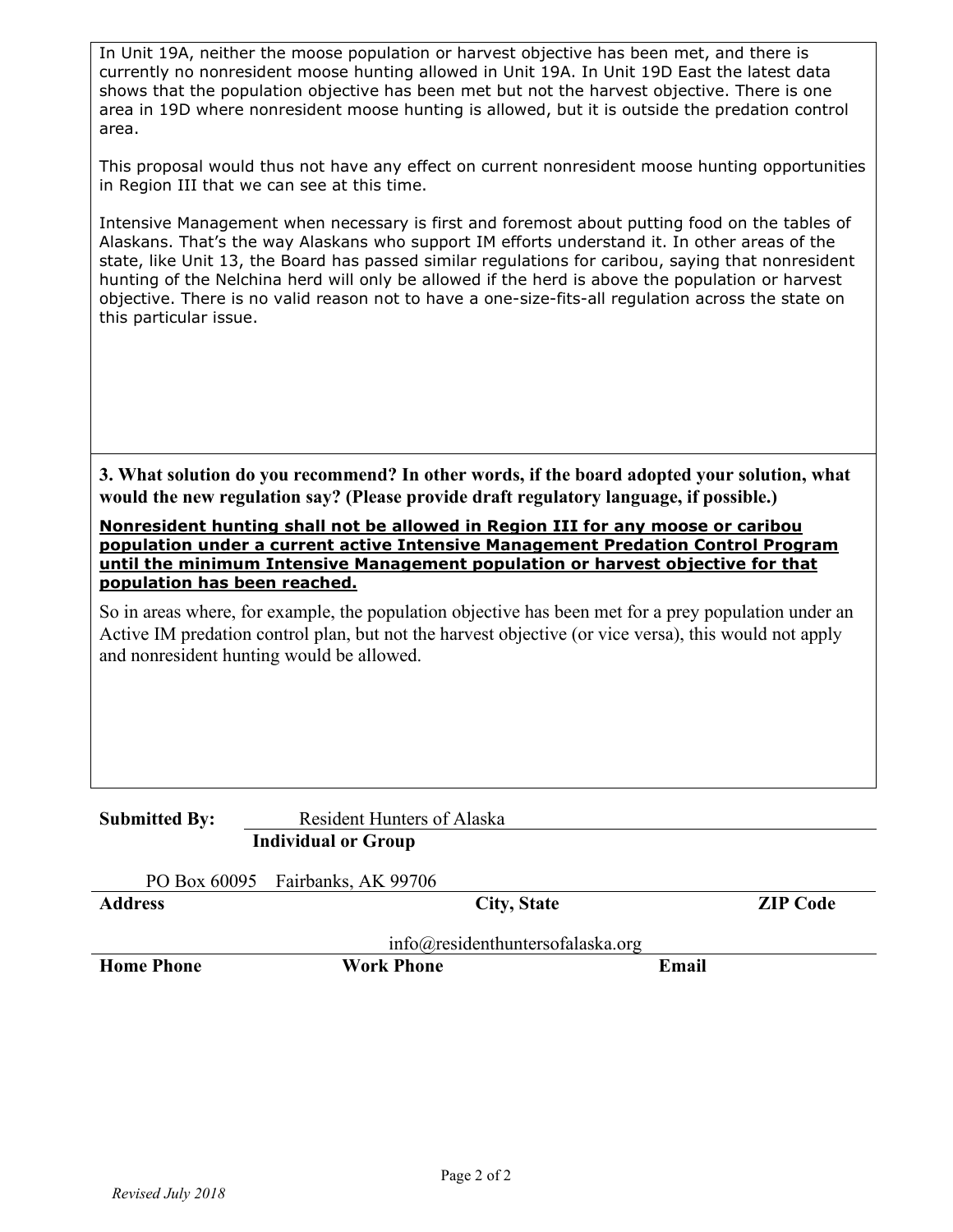In Unit 19A, neither the moose population or harvest objective has been met, and there is currently no nonresident moose hunting allowed in Unit 19A. In Unit 19D East the latest data shows that the population objective has been met but not the harvest objective. There is one area in 19D where nonresident moose hunting is allowed, but it is outside the predation control area.

This proposal would thus not have any effect on current nonresident moose hunting opportunities in Region III that we can see at this time.

Intensive Management when necessary is first and foremost about putting food on the tables of Alaskans. That's the way Alaskans who support IM efforts understand it. In other areas of the state, like Unit 13, the Board has passed similar regulations for caribou, saying that nonresident hunting of the Nelchina herd will only be allowed if the herd is above the population or harvest objective. There is no valid reason not to have a one-size-fits-all regulation across the state on this particular issue.

**3. What solution do you recommend? In other words, if the board adopted your solution, what would the new regulation say? (Please provide draft regulatory language, if possible.)**

**<u>Nonresident hunting shall not be allowed in Region III for any moose or caribou population under a current active Intensive Management Predation Control Program until the minimum Intensive Management population or harvest objective for that population has been reached.</u>**

So in areas where, for example, the population objective has been met for a prey population under an Active IM predation control plan, but not the harvest objective (or vice versa), this would not apply and nonresident hunting would be allowed.

**Submitted By:** Resident Hunters of Alaska
**Individual or Group**

PO Box 60095 Fairbanks, AK 99706

| **Address** | **City, State** | **ZIP Code** |
| --- | --- | --- |

info@residenthuntersofalaska.org

| **Home Phone** | **Work Phone** | **Email** |
| --- | --- | --- |

*Revised July 2018*